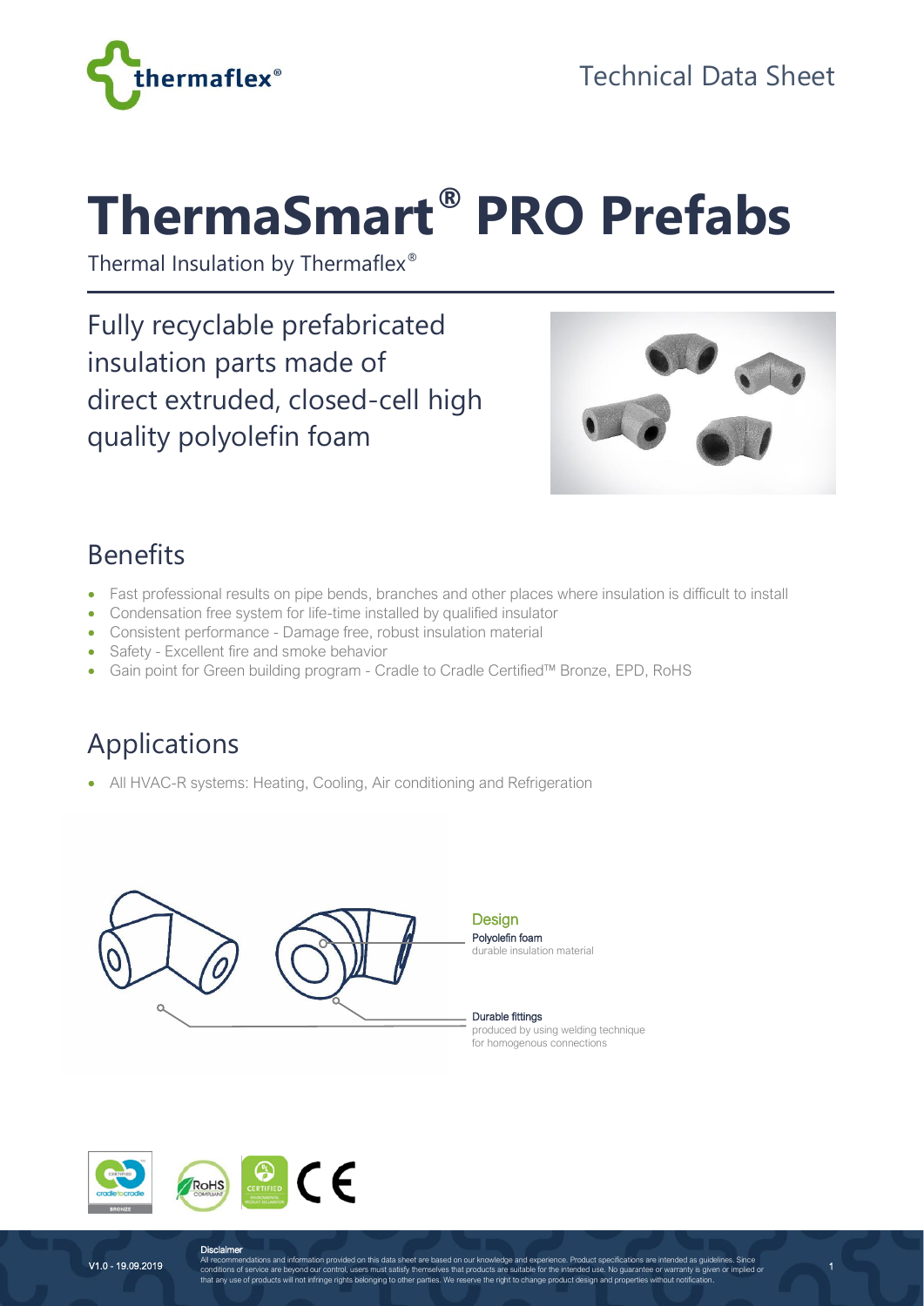Technical Data Sheet

# ThermaSmart® PRO Prefabs

Thermal Insulation by Thermaflex®

## Fully recyclable prefabricated insulation parts made of direct extruded, closed-cell high quality polyolefin foam

## Benefits

- Fast professional results on pipe bends, branches and other places where insulation is difficult to install
- Condensation free system for life-time installed by qualified insulator
- Consistent performance - Damage free, robust insulation material
- Safety - Excellent fire and smoke behavior
- Gain point for Green building program - Cradle to Cradle Certified™ Bronze, EPD, RoHS

## Applications

- All HVAC-R systems: Heating, Cooling, Air conditioning and Refrigeration

### Design

**Polyolefin foam**
durable insulation material

**Durable fittings**
produced by using welding technique for homogenous connections

V1.0 - 19.09.2019

**Disclaimer**
All recommendations and information provided on this data sheet are based on our knowledge and experience. Product specifications are intended as guidelines. Since conditions of service are beyond our control, users must satisfy themselves that products are suitable for the intended use. No guarantee or warranty is given or implied or that any use of products will not infringe rights belonging to other parties. We reserve the right to change product design and properties without notification.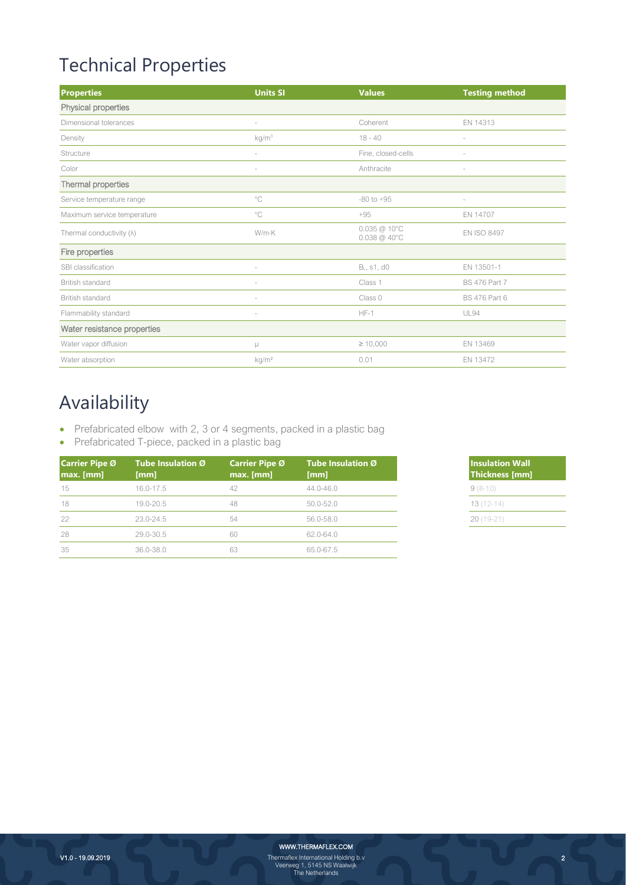## Technical Properties

| Properties | Units SI | Values | Testing method |
|---|---|---|---|
| Physical properties | | | |
| Dimensional tolerances | - | Coherent | EN 14313 |
| Density | kg/m³ | 18 - 40 | - |
| Structure | - | Fine, closed-cells | - |
| Color | - | Anthracite | - |
| Thermal properties | | | |
| Service temperature range | °C | -80 to +95 | - |
| Maximum service temperature | °C | +95 | EN 14707 |
| Thermal conductivity (λ) | W/m·K | 0.035 @ 10°C<br>0.038 @ 40°C | EN ISO 8497 |
| Fire properties | | | |
| SBI classification | - | $B_L$, s1, d0 | EN 13501-1 |
| British standard | - | Class 1 | BS 476 Part 7 |
| British standard | - | Class 0 | BS 476 Part 6 |
| Flammability standard | - | HF-1 | UL94 |
| Water resistance properties | | | |
| Water vapor diffusion | μ | ≥ 10,000 | EN 13469 |
| Water absorption | kg/m² | 0.01 | EN 13472 |

## Availability

- Prefabricated elbow with 2, 3 or 4 segments, packed in a plastic bag
- Prefabricated T-piece, packed in a plastic bag

| Carrier Pipe Ø max. [mm] | Tube Insulation Ø [mm] | Carrier Pipe Ø max. [mm] | Tube Insulation Ø [mm] |
|---|---|---|---|
| 15 | 16.0-17.5 | 42 | 44.0-46.0 |
| 18 | 19.0-20.5 | 48 | 50.0-52.0 |
| 22 | 23.0-24.5 | 54 | 56.0-58.0 |
| 28 | 29.0-30.5 | 60 | 62.0-64.0 |
| 35 | 36.0-38.0 | 63 | 65.0-67.5 |

| Insulation Wall Thickness [mm] |
|---|
| 9 (8-10) |
| 13 (12-14) |
| 20 (19-21) |

V1.0 - 19.09.2019

WWW.THERMAFLEX.COM

Thermaflex International Holding b.v
Veerweg 1, 5145 NS Waalwijk
The Netherlands